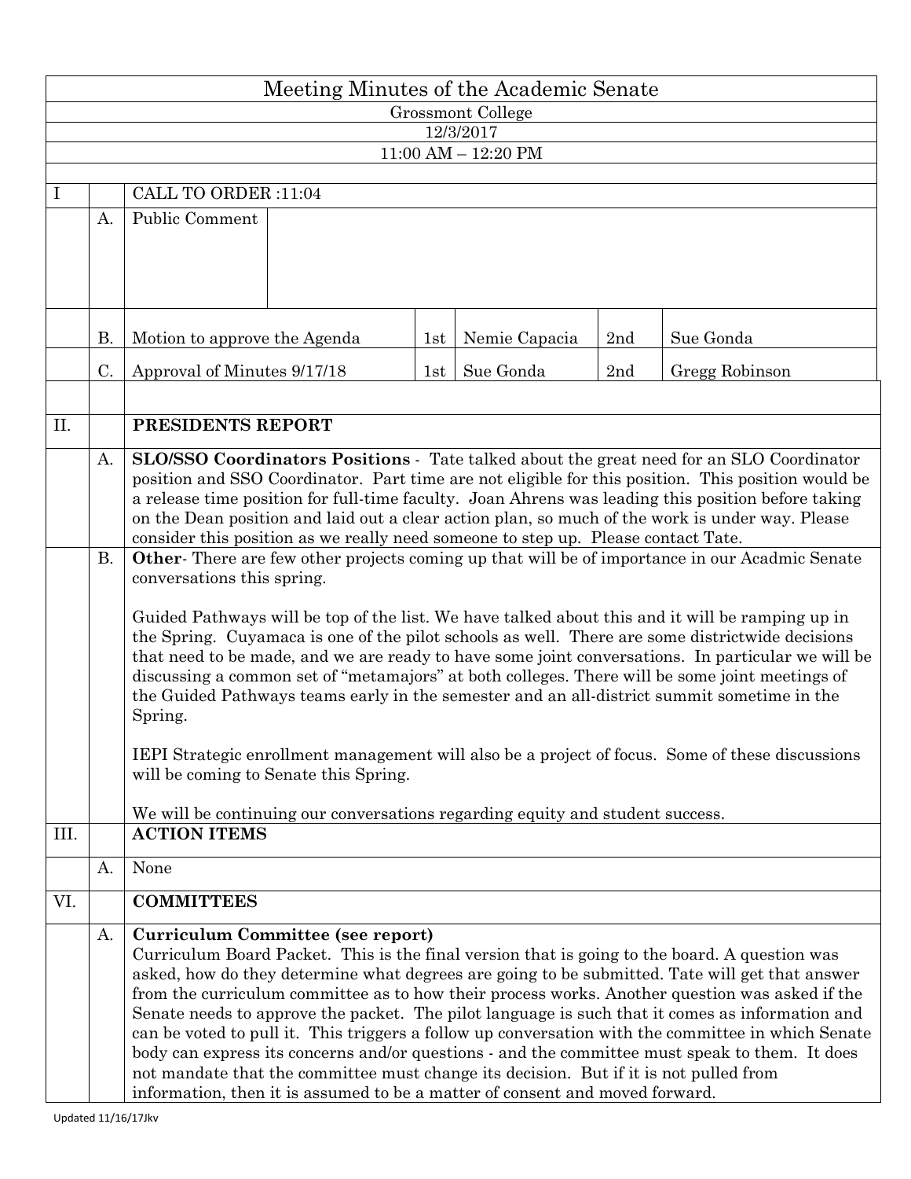# Meeting Minutes of the Academic Senate

Grossmont College

12/3/2017

11:00 AM – 12:20 PM

| | | | | | | |
|---|---|---|---|---|---|---|
| I | | CALL TO ORDER :11:04 | | | | |
| | A. | Public Comment | | | | |
| | B. | Motion to approve the Agenda | 1st | Nemie Capacia | 2nd | Sue Gonda |
| | C. | Approval of Minutes 9/17/18 | 1st | Sue Gonda | 2nd | Gregg Robinson |

## II. PRESIDENTS REPORT

A. **SLO/SSO Coordinators Positions** - Tate talked about the great need for an SLO Coordinator position and SSO Coordinator. Part time are not eligible for this position. This position would be a release time position for full-time faculty. Joan Ahrens was leading this position before taking on the Dean position and laid out a clear action plan, so much of the work is under way. Please consider this position as we really need someone to step up. Please contact Tate.

B. **Other**- There are few other projects coming up that will be of importance in our Acadmic Senate conversations this spring.

Guided Pathways will be top of the list. We have talked about this and it will be ramping up in the Spring. Cuyamaca is one of the pilot schools as well. There are some districtwide decisions that need to be made, and we are ready to have some joint conversations. In particular we will be discussing a common set of "metamajors" at both colleges. There will be some joint meetings of the Guided Pathways teams early in the semester and an all-district summit sometime in the Spring.

IEPI Strategic enrollment management will also be a project of focus. Some of these discussions will be coming to Senate this Spring.

We will be continuing our conversations regarding equity and student success.

## III. ACTION ITEMS

A. None

## VI. COMMITTEES

A. **Curriculum Committee (see report)**

Curriculum Board Packet. This is the final version that is going to the board. A question was asked, how do they determine what degrees are going to be submitted. Tate will get that answer from the curriculum committee as to how their process works. Another question was asked if the Senate needs to approve the packet. The pilot language is such that it comes as information and can be voted to pull it. This triggers a follow up conversation with the committee in which Senate body can express its concerns and/or questions - and the committee must speak to them. It does not mandate that the committee must change its decision. But if it is not pulled from information, then it is assumed to be a matter of consent and moved forward.

Updated 11/16/17Jkv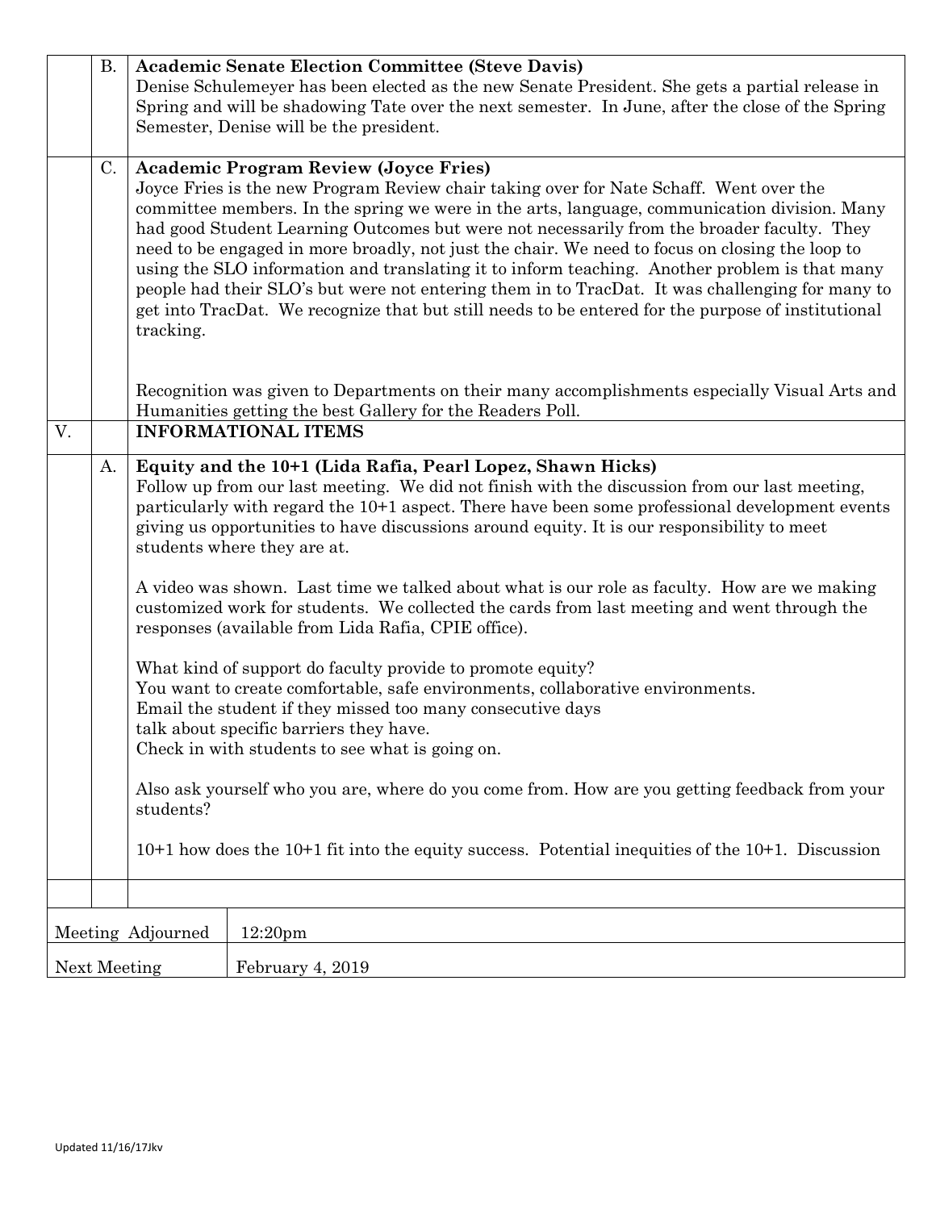| | | |
|---|---|---|
| | B. | **Academic Senate Election Committee (Steve Davis)**<br>Denise Schulemeyer has been elected as the new Senate President. She gets a partial release in Spring and will be shadowing Tate over the next semester. In June, after the close of the Spring Semester, Denise will be the president. |
| | C. | **Academic Program Review (Joyce Fries)**<br>Joyce Fries is the new Program Review chair taking over for Nate Schaff. Went over the committee members. In the spring we were in the arts, language, communication division. Many had good Student Learning Outcomes but were not necessarily from the broader faculty. They need to be engaged in more broadly, not just the chair. We need to focus on closing the loop to using the SLO information and translating it to inform teaching. Another problem is that many people had their SLO's but were not entering them in to TracDat. It was challenging for many to get into TracDat. We recognize that but still needs to be entered for the purpose of institutional tracking.<br><br>Recognition was given to Departments on their many accomplishments especially Visual Arts and Humanities getting the best Gallery for the Readers Poll. |
| V. | | **INFORMATIONAL ITEMS** |
| | A. | **Equity and the 10+1 (Lida Rafia, Pearl Lopez, Shawn Hicks)**<br>Follow up from our last meeting. We did not finish with the discussion from our last meeting, particularly with regard the 10+1 aspect. There have been some professional development events giving us opportunities to have discussions around equity. It is our responsibility to meet students where they are at.<br><br>A video was shown. Last time we talked about what is our role as faculty. How are we making customized work for students. We collected the cards from last meeting and went through the responses (available from Lida Rafia, CPIE office).<br><br>What kind of support do faculty provide to promote equity?<br>You want to create comfortable, safe environments, collaborative environments.<br>Email the student if they missed too many consecutive days<br>talk about specific barriers they have.<br>Check in with students to see what is going on.<br><br>Also ask yourself who you are, where do you come from. How are you getting feedback from your students?<br><br>10+1 how does the 10+1 fit into the equity success. Potential inequities of the 10+1. Discussion |
| | | |

| | |
|---|---|
| Meeting Adjourned | 12:20pm |
| Next Meeting | February 4, 2019 |

Updated 11/16/17Jkv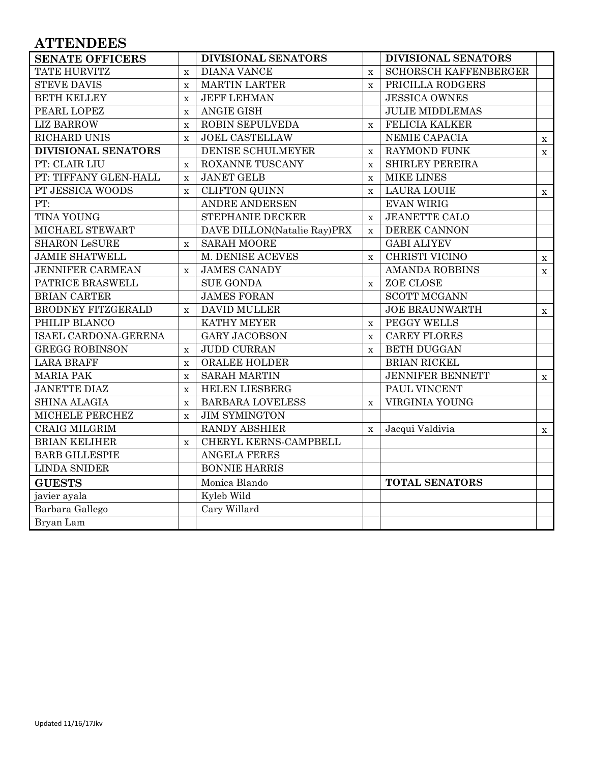## ATTENDEES

| SENATE OFFICERS | | DIVISIONAL SENATORS | | DIVISIONAL SENATORS | |
|---|---|---|---|---|---|
| TATE HURVITZ | x | DIANA VANCE | x | SCHORSCH KAFFENBERGER | |
| STEVE DAVIS | x | MARTIN LARTER | x | PRICILLA RODGERS | |
| BETH KELLEY | x | JEFF LEHMAN | | JESSICA OWNES | |
| PEARL LOPEZ | x | ANGIE GISH | | JULIE MIDDLEMAS | |
| LIZ BARROW | x | ROBIN SEPULVEDA | x | FELICIA KALKER | |
| RICHARD UNIS | x | JOEL CASTELLAW | | NEMIE CAPACIA | x |
| **DIVISIONAL SENATORS** | | DENISE SCHULMEYER | x | RAYMOND FUNK | x |
| PT: CLAIR LIU | x | ROXANNE TUSCANY | x | SHIRLEY PEREIRA | |
| PT: TIFFANY GLEN-HALL | x | JANET GELB | x | MIKE LINES | |
| PT JESSICA WOODS | x | CLIFTON QUINN | x | LAURA LOUIE | x |
| PT: | | ANDRE ANDERSEN | | EVAN WIRIG | |
| TINA YOUNG | | STEPHANIE DECKER | x | JEANETTE CALO | |
| MICHAEL STEWART | | DAVE DILLON(Natalie Ray)PRX | x | DEREK CANNON | |
| SHARON LeSURE | x | SARAH MOORE | | GABI ALIYEV | |
| JAMIE SHATWELL | | M. DENISE ACEVES | x | CHRISTI VICINO | x |
| JENNIFER CARMEAN | x | JAMES CANADY | | AMANDA ROBBINS | x |
| PATRICE BRASWELL | | SUE GONDA | x | ZOE CLOSE | |
| BRIAN CARTER | | JAMES FORAN | | SCOTT MCGANN | |
| BRODNEY FITZGERALD | x | DAVID MULLER | | JOE BRAUNWARTH | x |
| PHILIP BLANCO | | KATHY MEYER | x | PEGGY WELLS | |
| ISAEL CARDONA-GERENA | | GARY JACOBSON | x | CAREY FLORES | |
| GREGG ROBINSON | x | JUDD CURRAN | x | BETH DUGGAN | |
| LARA BRAFF | x | ORALEE HOLDER | | BRIAN RICKEL | |
| MARIA PAK | x | SARAH MARTIN | | JENNIFER BENNETT | x |
| JANETTE DIAZ | x | HELEN LIESBERG | | PAUL VINCENT | |
| SHINA ALAGIA | x | BARBARA LOVELESS | x | VIRGINIA YOUNG | |
| MICHELE PERCHEZ | x | JIM SYMINGTON | | | |
| CRAIG MILGRIM | | RANDY ABSHIER | x | Jacqui Valdivia | x |
| BRIAN KELIHER | x | CHERYL KERNS-CAMPBELL | | | |
| BARB GILLESPIE | | ANGELA FERES | | | |
| LINDA SNIDER | | BONNIE HARRIS | | | |
| **GUESTS** | | Monica Blando | | **TOTAL SENATORS** | |
| javier ayala | | Kyleb Wild | | | |
| Barbara Gallego | | Cary Willard | | | |
| Bryan Lam | | | | | |

Updated 11/16/17Jkv